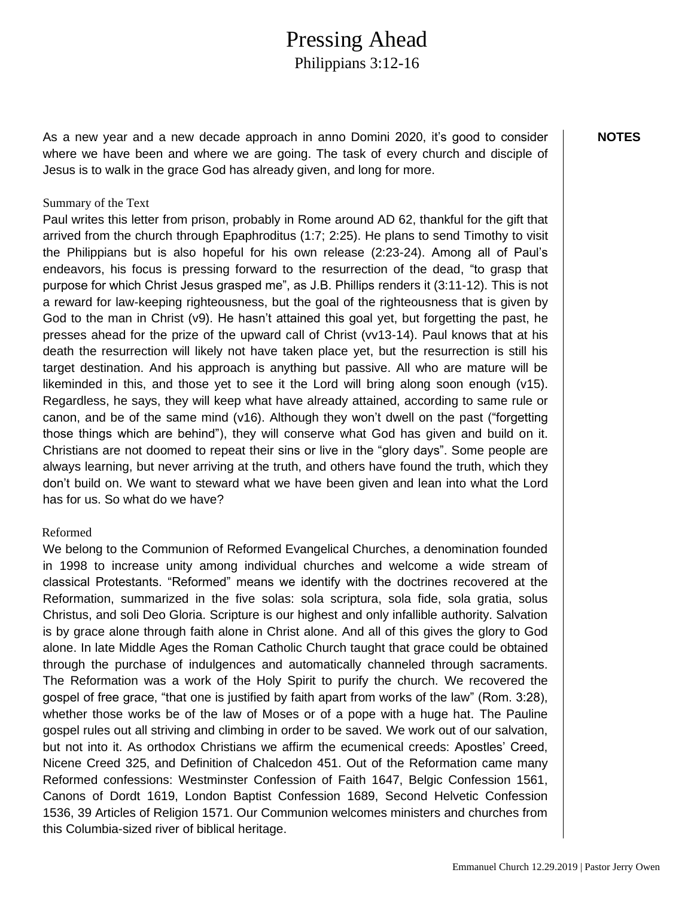# Pressing Ahead

Philippians 3:12-16

**NOTES**

As a new year and a new decade approach in anno Domini 2020, it's good to consider where we have been and where we are going. The task of every church and disciple of Jesus is to walk in the grace God has already given, and long for more.

## Summary of the Text

Paul writes this letter from prison, probably in Rome around AD 62, thankful for the gift that arrived from the church through Epaphroditus (1:7; 2:25). He plans to send Timothy to visit the Philippians but is also hopeful for his own release (2:23-24). Among all of Paul's endeavors, his focus is pressing forward to the resurrection of the dead, "to grasp that purpose for which Christ Jesus grasped me", as J.B. Phillips renders it (3:11-12). This is not a reward for law-keeping righteousness, but the goal of the righteousness that is given by God to the man in Christ (v9). He hasn't attained this goal yet, but forgetting the past, he presses ahead for the prize of the upward call of Christ (vv13-14). Paul knows that at his death the resurrection will likely not have taken place yet, but the resurrection is still his target destination. And his approach is anything but passive. All who are mature will be likeminded in this, and those yet to see it the Lord will bring along soon enough (v15). Regardless, he says, they will keep what have already attained, according to same rule or canon, and be of the same mind (v16). Although they won't dwell on the past ("forgetting those things which are behind"), they will conserve what God has given and build on it. Christians are not doomed to repeat their sins or live in the "glory days". Some people are always learning, but never arriving at the truth, and others have found the truth, which they don't build on. We want to steward what we have been given and lean into what the Lord has for us. So what do we have?

## Reformed

We belong to the Communion of Reformed Evangelical Churches, a denomination founded in 1998 to increase unity among individual churches and welcome a wide stream of classical Protestants. "Reformed" means we identify with the doctrines recovered at the Reformation, summarized in the five solas: sola scriptura, sola fide, sola gratia, solus Christus, and soli Deo Gloria. Scripture is our highest and only infallible authority. Salvation is by grace alone through faith alone in Christ alone. And all of this gives the glory to God alone. In late Middle Ages the Roman Catholic Church taught that grace could be obtained through the purchase of indulgences and automatically channeled through sacraments. The Reformation was a work of the Holy Spirit to purify the church. We recovered the gospel of free grace, "that one is justified by faith apart from works of the law" (Rom. 3:28), whether those works be of the law of Moses or of a pope with a huge hat. The Pauline gospel rules out all striving and climbing in order to be saved. We work out of our salvation, but not into it. As orthodox Christians we affirm the ecumenical creeds: Apostles' Creed, Nicene Creed 325, and Definition of Chalcedon 451. Out of the Reformation came many Reformed confessions: Westminster Confession of Faith 1647, Belgic Confession 1561, Canons of Dordt 1619, London Baptist Confession 1689, Second Helvetic Confession 1536, 39 Articles of Religion 1571. Our Communion welcomes ministers and churches from this Columbia-sized river of biblical heritage.

Emmanuel Church 12.29.2019 | Pastor Jerry Owen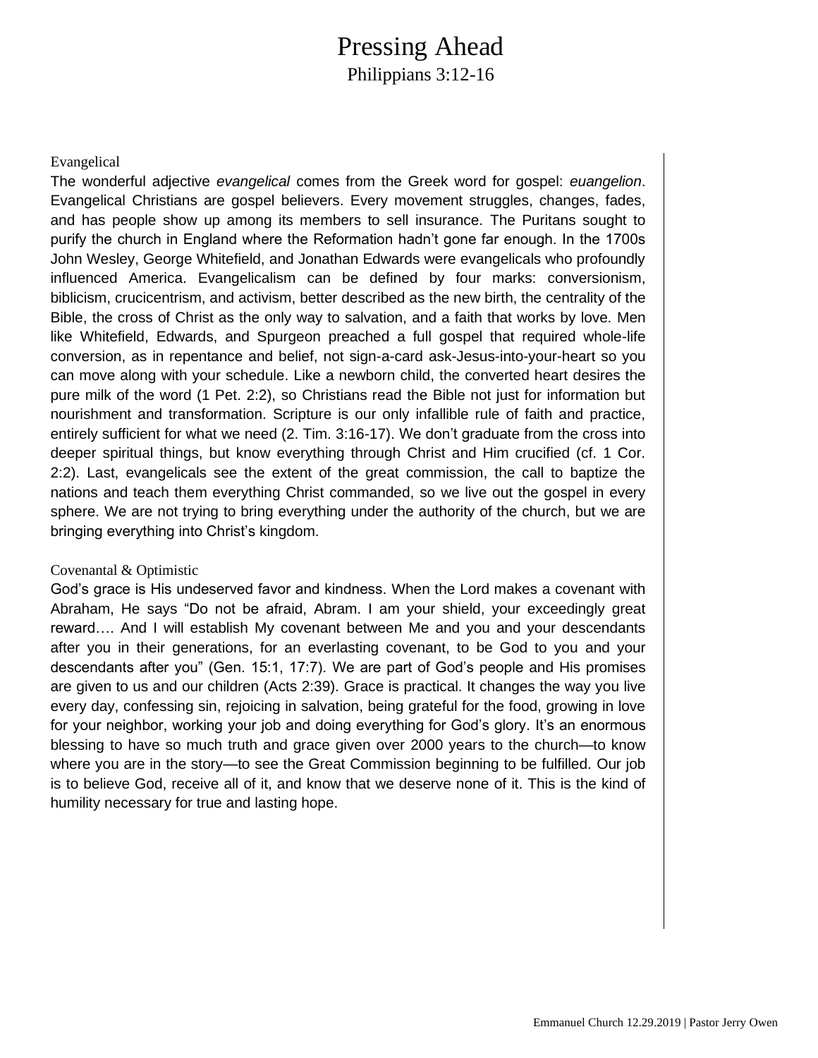# Pressing Ahead

Philippians 3:12-16

### Evangelical

The wonderful adjective *evangelical* comes from the Greek word for gospel: *euangelion*. Evangelical Christians are gospel believers. Every movement struggles, changes, fades, and has people show up among its members to sell insurance. The Puritans sought to purify the church in England where the Reformation hadn't gone far enough. In the 1700s John Wesley, George Whitefield, and Jonathan Edwards were evangelicals who profoundly influenced America. Evangelicalism can be defined by four marks: conversionism, biblicism, crucicentrism, and activism, better described as the new birth, the centrality of the Bible, the cross of Christ as the only way to salvation, and a faith that works by love. Men like Whitefield, Edwards, and Spurgeon preached a full gospel that required whole-life conversion, as in repentance and belief, not sign-a-card ask-Jesus-into-your-heart so you can move along with your schedule. Like a newborn child, the converted heart desires the pure milk of the word (1 Pet. 2:2), so Christians read the Bible not just for information but nourishment and transformation. Scripture is our only infallible rule of faith and practice, entirely sufficient for what we need (2. Tim. 3:16-17). We don't graduate from the cross into deeper spiritual things, but know everything through Christ and Him crucified (cf. 1 Cor. 2:2). Last, evangelicals see the extent of the great commission, the call to baptize the nations and teach them everything Christ commanded, so we live out the gospel in every sphere. We are not trying to bring everything under the authority of the church, but we are bringing everything into Christ's kingdom.

### Covenantal & Optimistic

God's grace is His undeserved favor and kindness. When the Lord makes a covenant with Abraham, He says "Do not be afraid, Abram. I am your shield, your exceedingly great reward…. And I will establish My covenant between Me and you and your descendants after you in their generations, for an everlasting covenant, to be God to you and your descendants after you" (Gen. 15:1, 17:7). We are part of God's people and His promises are given to us and our children (Acts 2:39). Grace is practical. It changes the way you live every day, confessing sin, rejoicing in salvation, being grateful for the food, growing in love for your neighbor, working your job and doing everything for God's glory. It's an enormous blessing to have so much truth and grace given over 2000 years to the church—to know where you are in the story—to see the Great Commission beginning to be fulfilled. Our job is to believe God, receive all of it, and know that we deserve none of it. This is the kind of humility necessary for true and lasting hope.